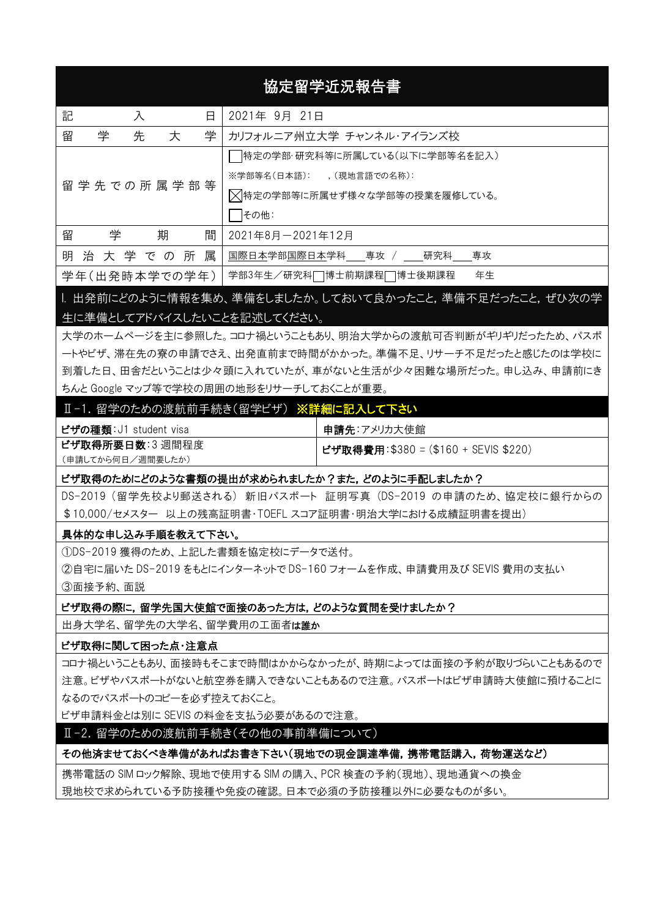# 協定留学近況報告書

| 記入日 | 2021年 9月 21日 |
| --- | --- |
| 留学先大学 | カリフォルニア州立大学 チャンネル・アイランズ校 |
| 留学先での所属学部等 | □特定の学部･研究科等に所属している(以下に学部等名を記入)<br>※学部等名(日本語): ,(現地言語での名称):<br>☒特定の学部等に所属せず様々な学部等の授業を履修している。<br>□その他: |
| 留学期間 | 2021年8月－2021年12月 |
| 明治大学での所属 | 国際日本学部国際日本学科____専攻 / ____研究科____専攻 |
| 学年(出発時本学での学年) | 学部3年生／研究科□博士前期課程□博士後期課程　　年生 |

## Ⅰ. 出発前にどのように情報を集め、準備をしましたか。しておいて良かったこと，準備不足だったこと，ぜひ次の学生に準備としてアドバイスしたいことを記述してください。

大学のホームページを主に参照した。コロナ禍ということもあり、明治大学からの渡航可否判断がギリギリだったため、パスポートやビザ、滞在先の寮の申請でさえ、出発直前まで時間がかかった。準備不足、リサーチ不足だったと感じたのは学校に到着した日、田舎だということは少々頭に入れていたが、車がないと生活が少々困難な場所だった。申し込み、申請前にきちんと Google マップ等で学校の周囲の地形をリサーチしておくことが重要。

## Ⅱ-1. 留学のための渡航前手続き(留学ビザ) ※詳細に記入して下さい

| **ビザの種類**:J1 student visa | **申請先**:アメリカ大使館 |
| --- | --- |
| **ビザ取得所要日数**:3 週間程度<br>(申請してから何日／週間要したか) | **ビザ取得費用**:$380 = ($160 + SEVIS $220) |

**ビザ取得のためにどのような書類の提出が求められましたか？また，どのように手配しましたか？**

DS-2019（留学先校より郵送される） 新旧パスポート 証明写真（DS-2019 の申請のため、協定校に銀行からの＄10,000/セメスター 以上の残高証明書･TOEFL スコア証明書･明治大学における成績証明書を提出）

**具体的な申し込み手順を教えて下さい。**

①DS-2019 獲得のため、上記した書類を協定校にデータで送付。
②自宅に届いた DS-2019 をもとにインターネットで DS-160 フォームを作成、申請費用及び SEVIS 費用の支払い
③面接予約、面説

**ビザ取得の際に，留学先国大使館で面接のあった方は，どのような質問を受けましたか？**

出身大学名、留学先の大学名、留学費用の工面者は誰か

**ビザ取得に関して困った点･注意点**

コロナ禍ということもあり、面接時もそこまで時間はかからなかったが、時期によっては面接の予約が取りづらいこともあるので注意。ビザやパスポートがないと航空券を購入できないこともあるので注意。パスポートはビザ申請時大使館に預けることになるのでパスポートのコピーを必ず控えておくこと。
ビザ申請料金とは別に SEVIS の料金を支払う必要があるので注意。

## Ⅱ-2. 留学のための渡航前手続き(その他の事前準備について)

**その他済ませておくべき準備があればお書き下さい(現地での現金調達準備，携帯電話購入，荷物運送など)**

携帯電話の SIM ロック解除、現地で使用する SIM の購入、PCR 検査の予約(現地)、現地通貨への換金
現地校で求められている予防接種や免疫の確認。日本で必須の予防接種以外に必要なものが多い。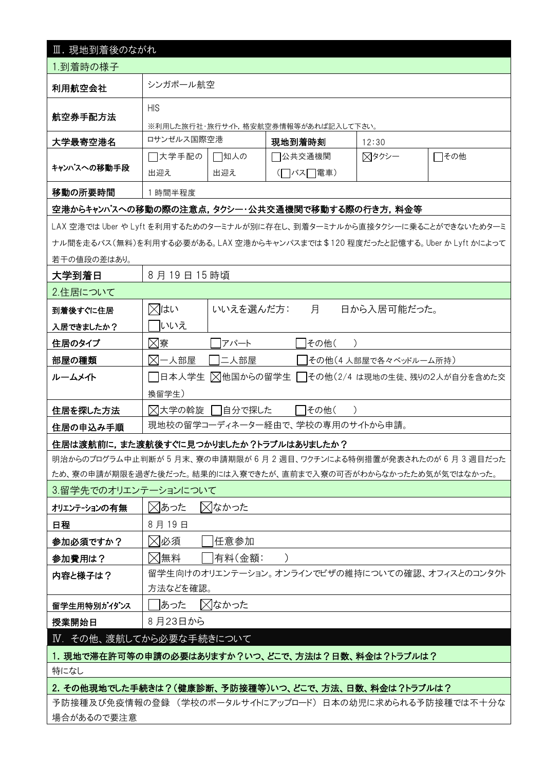## Ⅲ. 現地到着後のながれ

### 1.到着時の様子

| 項目 | 内容 |
| --- | --- |
| 利用航空会社 | シンガポール航空 |
| 航空券手配方法 | HIS<br>※利用した旅行社・旅行サイト，格安航空券情報等があれば記入して下さい。 |
| 大学最寄空港名 | ロサンゼルス国際空港 |
| 現地到着時刻 | 12:30 |
| キャンパスへの移動手段 | □大学手配の出迎え　□知人の出迎え　□公共交通機関（□バス□電車）　☒タクシー　□その他 |
| 移動の所要時間 | 1 時間半程度 |

**空港からキャンパスへの移動の際の注意点，タクシー・公共交通機関で移動する際の行き方，料金等**

LAX 空港では Uber や Lyft を利用するためのターミナルが別に存在し、到着ターミナルから直接タクシーに乗ることができないためターミナル間を走るバス(無料)を利用する必要がある。LAX 空港からキャンパスまでは＄120 程度だったと記憶する。Uber か Lyft かによって若干の値段の差はあり。

| 項目 | 内容 |
| --- | --- |
| 大学到着日 | 8 月 19 日 15 時頃 |

### 2.住居について

| 項目 | 内容 |
| --- | --- |
| 到着後すぐに住居入居できましたか？ | ☒はい　□いいえ　　いいえを選んだ方：　月　日から入居可能だった。 |
| 住居のタイプ | ☒寮　□アパート　□その他（　） |
| 部屋の種類 | ☒一人部屋　□二人部屋　□その他(4 人部屋で各々ベッドルーム所持) |
| ルームメイト | □日本人学生　☒他国からの留学生　□その他(2/4 は現地の生徒、残りの2人が自分を含めた交換留学生) |
| 住居を探した方法 | ☒大学の斡旋　□自分で探した　□その他(　) |
| 住居の申込み手順 | 現地校の留学コーディネーター経由で、学校の専用のサイトから申請。 |

**住居は渡航前に，また渡航後すぐに見つかりましたか？トラブルはありましたか？**

明治からのプログラム中止判断が 5 月末、寮の申請期限が 6 月 2 週目、ワクチンによる特例措置が発表されたのが 6 月 3 週目だったため、寮の申請が期限を過ぎた後だった。結果的には入寮できたが、直前まで入寮の可否がわからなかったため気が気ではなかった。

### 3.留学先でのオリエンテーションについて

| 項目 | 内容 |
| --- | --- |
| オリエンテーションの有無 | ☒あった　☒なかった |
| 日程 | 8 月 19 日 |
| 参加必須ですか？ | ☒必須　□任意参加 |
| 参加費用は？ | ☒無料　□有料(金額:　) |
| 内容と様子は？ | 留学生向けのオリエンテーション。オンラインでビザの維持についての確認、オフィスとのコンタクト方法などを確認。 |
| 留学生用特別ガイダンス | □あった　☒なかった |
| 授業開始日 | 8 月23日から |

## Ⅳ. その他、渡航してから必要な手続きについて

**1. 現地で滞在許可等の申請の必要はありますか？いつ、どこで、方法は？日数、料金は？トラブルは？**

特になし

**2. その他現地でした手続きは？(健康診断、予防接種等)いつ、どこで、方法、日数、料金は？トラブルは？**

予防接種及び免疫情報の登録 （学校のポータルサイトにアップロード） 日本の幼児に求められる予防接種では不十分な場合があるので要注意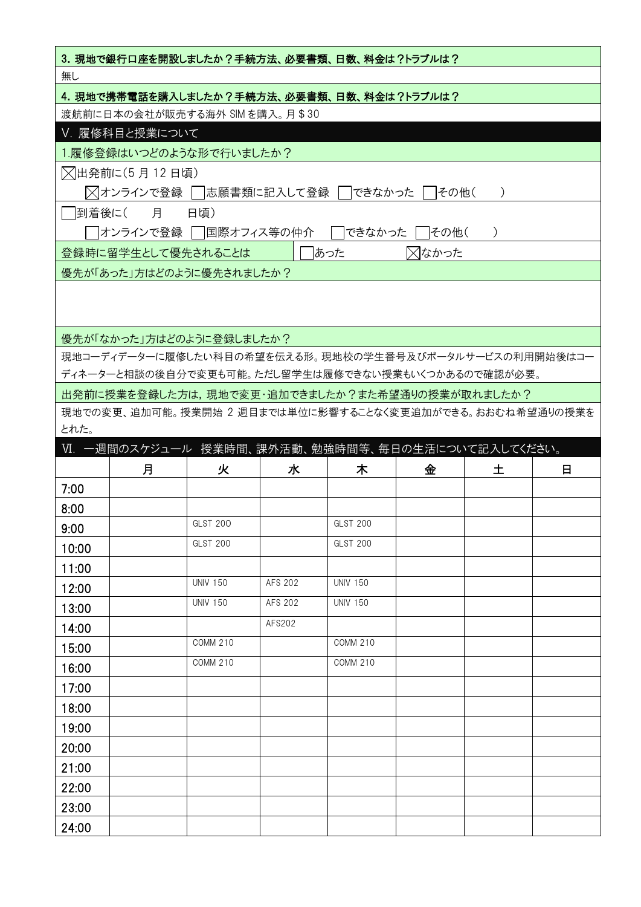**3. 現地で銀行口座を開設しましたか？手続方法、必要書類、日数、料金は？トラブルは？**

無し

**4. 現地で携帯電話を購入しましたか？手続方法、必要書類、日数、料金は？トラブルは？**

渡航前に日本の会社が販売する海外 SIM を購入。月＄30

## V. 履修科目と授業について

1.履修登録はいつどのような形で行いましたか？

☒出発前に（5 月 12 日頃）

☒オンラインで登録　☐志願書類に記入して登録　☐できなかった　☐その他（　　）

☐到着後に（　　月　　日頃）

☐オンラインで登録　☐国際オフィス等の仲介　☐できなかった　☐その他（　　）

登録時に留学生として優先されることは　☐あった　☒なかった

優先が「あった」方はどのように優先されましたか？

優先が「なかった」方はどのように登録しましたか？

現地コーディデーターに履修したい科目の希望を伝える形。現地校の学生番号及びポータルサービスの利用開始後はコーディネーターと相談の後自分で変更も可能。ただし留学生は履修できない授業もいくつかあるので確認が必要。

出発前に授業を登録した方は，現地で変更・追加できましたか？また希望通りの授業が取れましたか？

現地での変更、追加可能。授業開始 2 週目までは単位に影響することなく変更追加ができる。おおむね希望通りの授業をとれた。

## Ⅵ. 一週間のスケジュール　授業時間、課外活動、勉強時間等、毎日の生活について記入してください。

| | 月 | 火 | 水 | 木 | 金 | 土 | 日 |
|---|---|---|---|---|---|---|---|
| 7:00 | | | | | | | |
| 8:00 | | | | | | | |
| 9:00 | | GLST 200 | | GLST 200 | | | |
| 10:00 | | GLST 200 | | GLST 200 | | | |
| 11:00 | | | | | | | |
| 12:00 | | UNIV 150 | AFS 202 | UNIV 150 | | | |
| 13:00 | | UNIV 150 | AFS 202 | UNIV 150 | | | |
| 14:00 | | | AFS202 | | | | |
| 15:00 | | COMM 210 | | COMM 210 | | | |
| 16:00 | | COMM 210 | | COMM 210 | | | |
| 17:00 | | | | | | | |
| 18:00 | | | | | | | |
| 19:00 | | | | | | | |
| 20:00 | | | | | | | |
| 21:00 | | | | | | | |
| 22:00 | | | | | | | |
| 23:00 | | | | | | | |
| 24:00 | | | | | | | |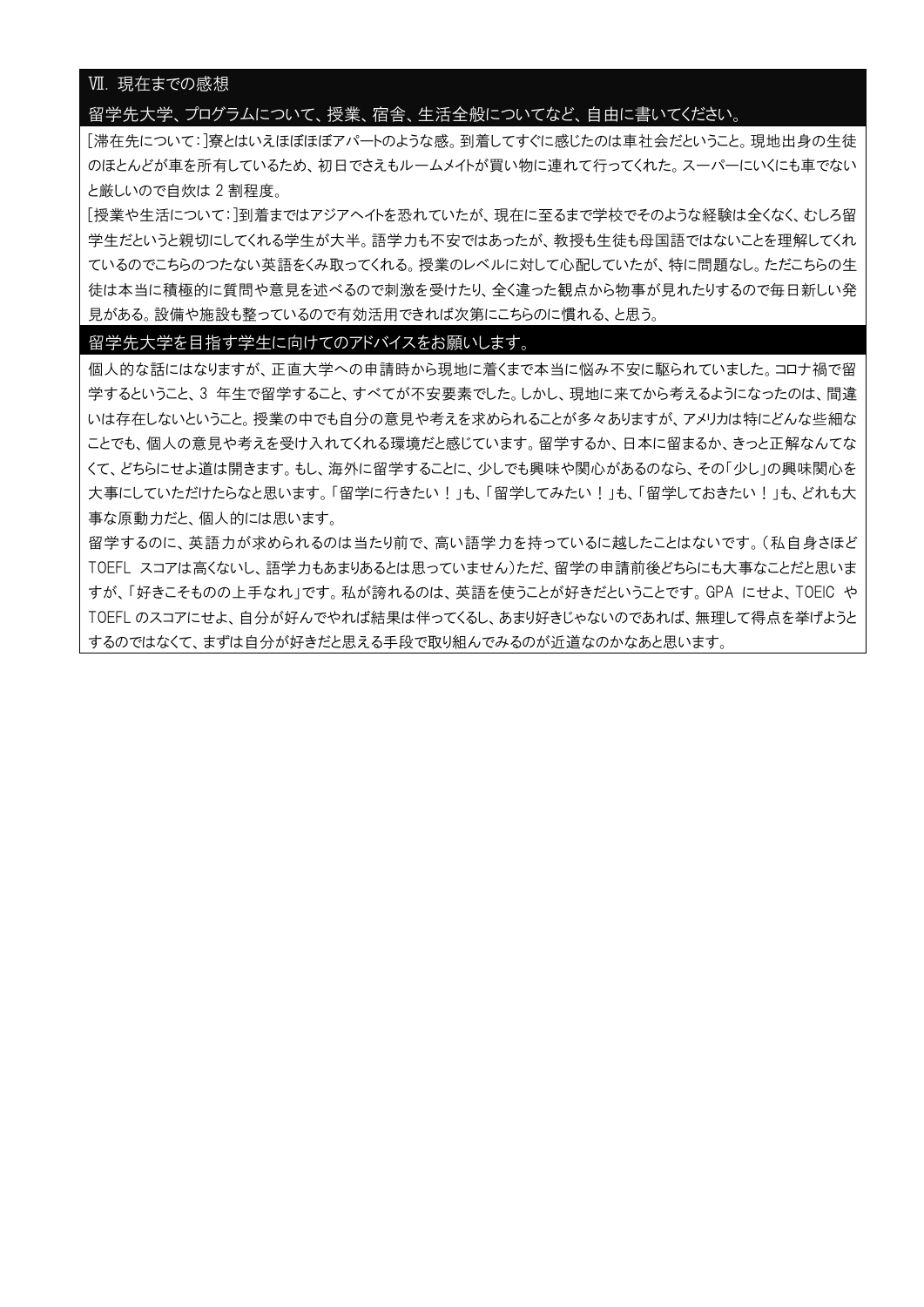## Ⅶ. 現在までの感想

### 留学先大学、プログラムについて、授業、宿舎、生活全般についてなど、自由に書いてください。

[滞在先について:]寮とはいえほぼほぼアパートのような感。到着してすぐに感じたのは車社会だということ。現地出身の生徒のほとんどが車を所有しているため、初日でさえもルームメイトが買い物に連れて行ってくれた。スーパーにいくにも車でないと厳しいので自炊は 2 割程度。

[授業や生活について:]到着まではアジアヘイトを恐れていたが、現在に至るまで学校でそのような経験は全くなく、むしろ留学生だというと親切にしてくれる学生が大半。語学力も不安ではあったが、教授も生徒も母国語ではないことを理解してくれているのでこちらのつたない英語をくみ取ってくれる。授業のレベルに対して心配していたが、特に問題なし。ただこちらの生徒は本当に積極的に質問や意見を述べるので刺激を受けたり、全く違った観点から物事が見れたりするので毎日新しい発見がある。設備や施設も整っているので有効活用できれば次第にこちらのに慣れる、と思う。

### 留学先大学を目指す学生に向けてのアドバイスをお願いします。

個人的な話にはなりますが、正直大学への申請時から現地に着くまで本当に悩み不安に駆られていました。コロナ禍で留学するということ、3 年生で留学すること、すべてが不安要素でした。しかし、現地に来てから考えるようになったのは、間違いは存在しないということ。授業の中でも自分の意見や考えを求められることが多々ありますが、アメリカは特にどんな些細なことでも、個人の意見や考えを受け入れてくれる環境だと感じています。留学するか、日本に留まるか、きっと正解なんてなくて、どちらにせよ道は開きます。もし、海外に留学することに、少しでも興味や関心があるのなら、その「少し」の興味関心を大事にしていただけたらなと思います。「留学に行きたい！」も、「留学してみたい！」も、「留学しておきたい！」も、どれも大事な原動力だと、個人的には思います。

留学するのに、英語力が求められるのは当たり前で、高い語学力を持っているに越したことはないです。（私自身さほど TOEFL スコアは高くないし、語学力もあまりあるとは思っていません）ただ、留学の申請前後どちらにも大事なことだと思いますが、「好きこそものの上手なれ」です。私が誇れるのは、英語を使うことが好きだということです。GPA にせよ、TOEIC や TOEFL のスコアにせよ、自分が好んでやれば結果は伴ってくるし、あまり好きじゃないのであれば、無理して得点を挙げようとするのではなくて、まずは自分が好きだと思える手段で取り組んでみるのが近道なのかなあと思います。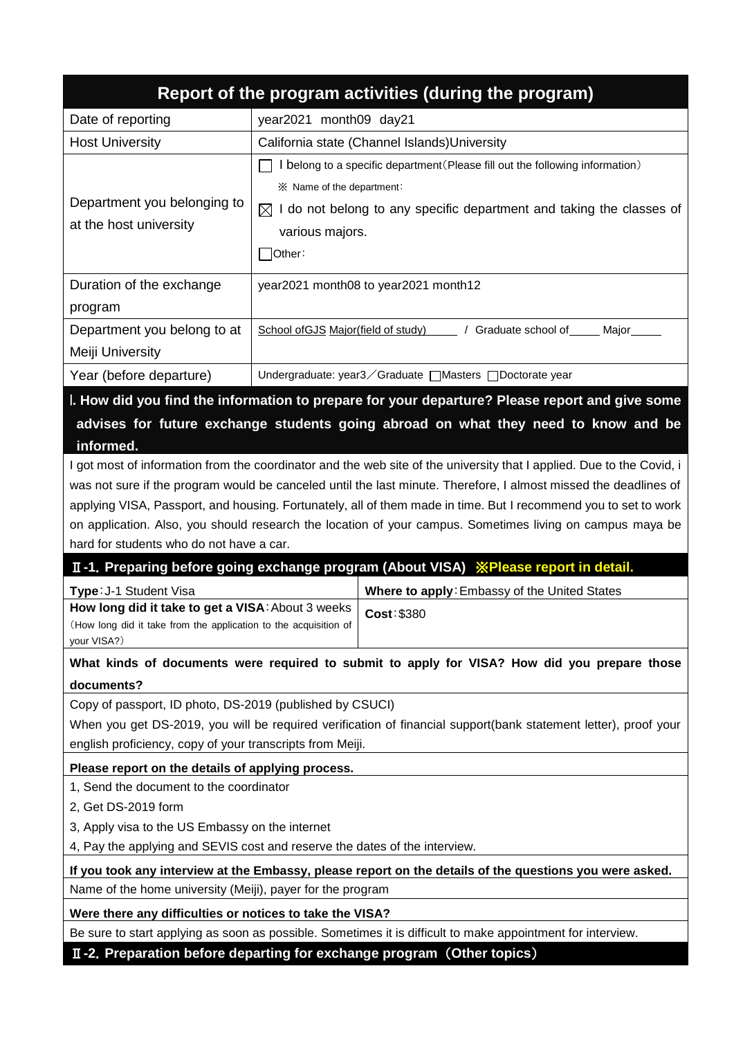## Report of the program activities (during the program)

| | |
|---|---|
| Date of reporting | year2021 month09 day21 |
| Host University | California state (Channel Islands)University |
| Department you belonging to at the host university | ☐ I belong to a specific department(Please fill out the following information)<br>※ Name of the department:<br>☒ I do not belong to any specific department and taking the classes of various majors.<br>☐Other: |
| Duration of the exchange program | year2021 month08 to year2021 month12 |
| Department you belong to at Meiji University | School ofGJS Major(field of study)\_\_\_\_\_ / Graduate school of\_\_\_\_\_ Major\_\_\_\_\_ |
| Year (before departure) | Undergraduate: year3／Graduate ☐Masters ☐Doctorate year |

### Ⅰ. How did you find the information to prepare for your departure? Please report and give some advises for future exchange students going abroad on what they need to know and be informed.

I got most of information from the coordinator and the web site of the university that I applied. Due to the Covid, i was not sure if the program would be canceled until the last minute. Therefore, I almost missed the deadlines of applying VISA, Passport, and housing. Fortunately, all of them made in time. But I recommend you to set to work on application. Also, you should research the location of your campus. Sometimes living on campus maya be hard for students who do not have a car.

### Ⅱ-1. Preparing before going exchange program (About VISA) ※Please report in detail.

| | |
|---|---|
| **Type**: J-1 Student Visa | **Where to apply**: Embassy of the United States |
| **How long did it take to get a VISA**: About 3 weeks<br>(How long did it take from the application to the acquisition of your VISA?) | **Cost**: $380 |

**What kinds of documents were required to submit to apply for VISA? How did you prepare those documents?**

Copy of passport, ID photo, DS-2019 (published by CSUCI)

When you get DS-2019, you will be required verification of financial support(bank statement letter), proof your english proficiency, copy of your transcripts from Meiji.

**Please report on the details of applying process.**

1, Send the document to the coordinator

2, Get DS-2019 form

3, Apply visa to the US Embassy on the internet

4, Pay the applying and SEVIS cost and reserve the dates of the interview.

**If you took any interview at the Embassy, please report on the details of the questions you were asked.**

Name of the home university (Meiji), payer for the program

**Were there any difficulties or notices to take the VISA?**

Be sure to start applying as soon as possible. Sometimes it is difficult to make appointment for interview.

### Ⅱ-2. Preparation before departing for exchange program（Other topics）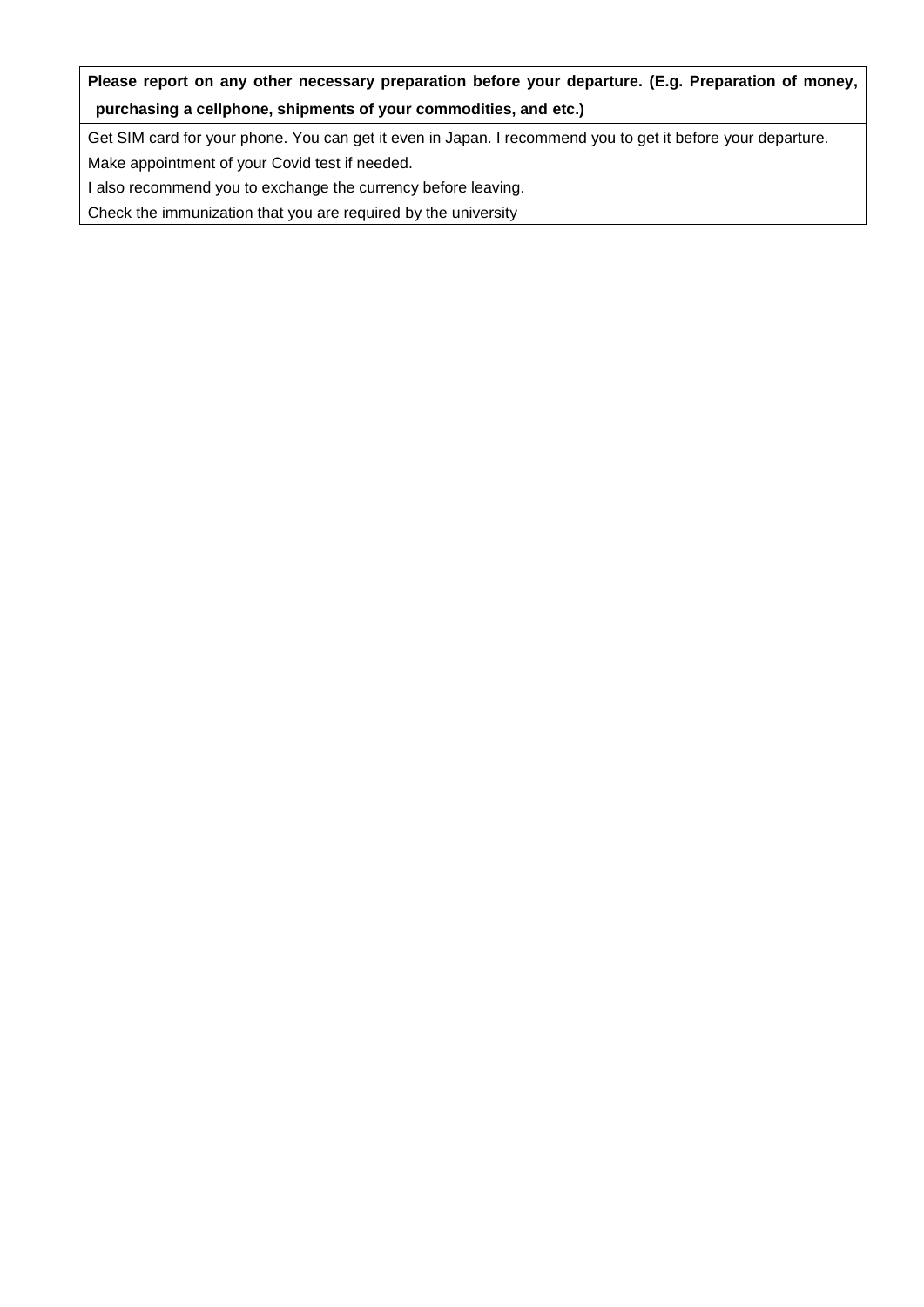**Please report on any other necessary preparation before your departure. (E.g. Preparation of money, purchasing a cellphone, shipments of your commodities, and etc.)**

Get SIM card for your phone. You can get it even in Japan. I recommend you to get it before your departure.

Make appointment of your Covid test if needed.

I also recommend you to exchange the currency before leaving.

Check the immunization that you are required by the university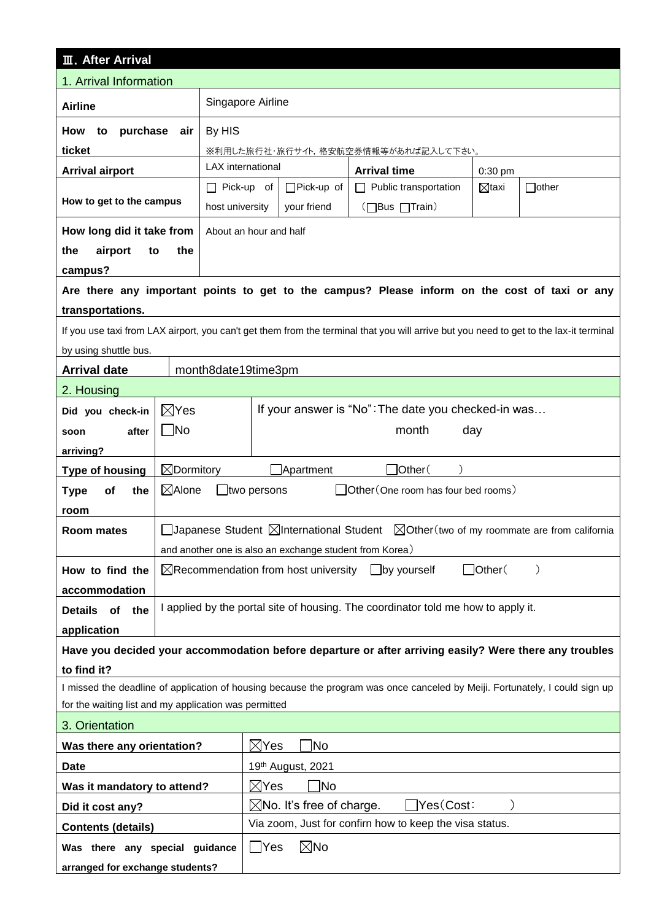## Ⅲ. After Arrival

### 1. Arrival Information

| | | | | | |
|---|---|---|---|---|---|
| **Airline** | Singapore Airline | | | | |
| **How to purchase air ticket** | By HIS<br>※利用した旅行社･旅行サイト, 格安航空券情報等があれば記入して下さい。 | | | | |
| **Arrival airport** | LAX international | | **Arrival time** | 0:30 pm | |
| **How to get to the campus** | ☐ Pick-up of host university | ☐Pick-up of your friend | ☐ Public transportation（☐Bus ☐Train） | ☒taxi | ☐other |
| **How long did it take from the airport to the campus?** | About an hour and half | | | | |

**Are there any important points to get to the campus? Please inform on the cost of taxi or any transportations.**

If you use taxi from LAX airport, you can't get them from the terminal that you will arrive but you need to get to the lax-it terminal by using shuttle bus.

| | |
|---|---|
| **Arrival date** | month8date19time3pm |

### 2. Housing

| | | |
|---|---|---|
| **Did you check-in soon after arriving?** | ☒Yes<br>☐No | If your answer is "No"：The date you checked-in was…<br>month　　day |
| **Type of housing** | ☒Dormitory　☐Apartment　☐Other（　） | |
| **Type of the room** | ☒Alone　☐two persons　☐Other（One room has four bed rooms） | |
| **Room mates** | ☐Japanese Student ☒International Student ☒Other（two of my roommate are from california and another one is also an exchange student from Korea） | |
| **How to find the accommodation** | ☒Recommendation from host university　☐by yourself　☐Other（　） | |
| **Details of the application** | I applied by the portal site of housing. The coordinator told me how to apply it. | |

**Have you decided your accommodation before departure or after arriving easily? Were there any troubles to find it?**

I missed the deadline of application of housing because the program was once canceled by Meiji. Fortunately, I could sign up for the waiting list and my application was permitted

### 3. Orientation

| | |
|---|---|
| **Was there any orientation?** | ☒Yes　☐No |
| **Date** | 19th August, 2021 |
| **Was it mandatory to attend?** | ☒Yes　☐No |
| **Did it cost any?** | ☒No. It's free of charge.　☐Yes（Cost：　） |
| **Contents (details)** | Via zoom, Just for confirn how to keep the visa status. |
| **Was there any special guidance arranged for exchange students?** | ☐Yes　☒No |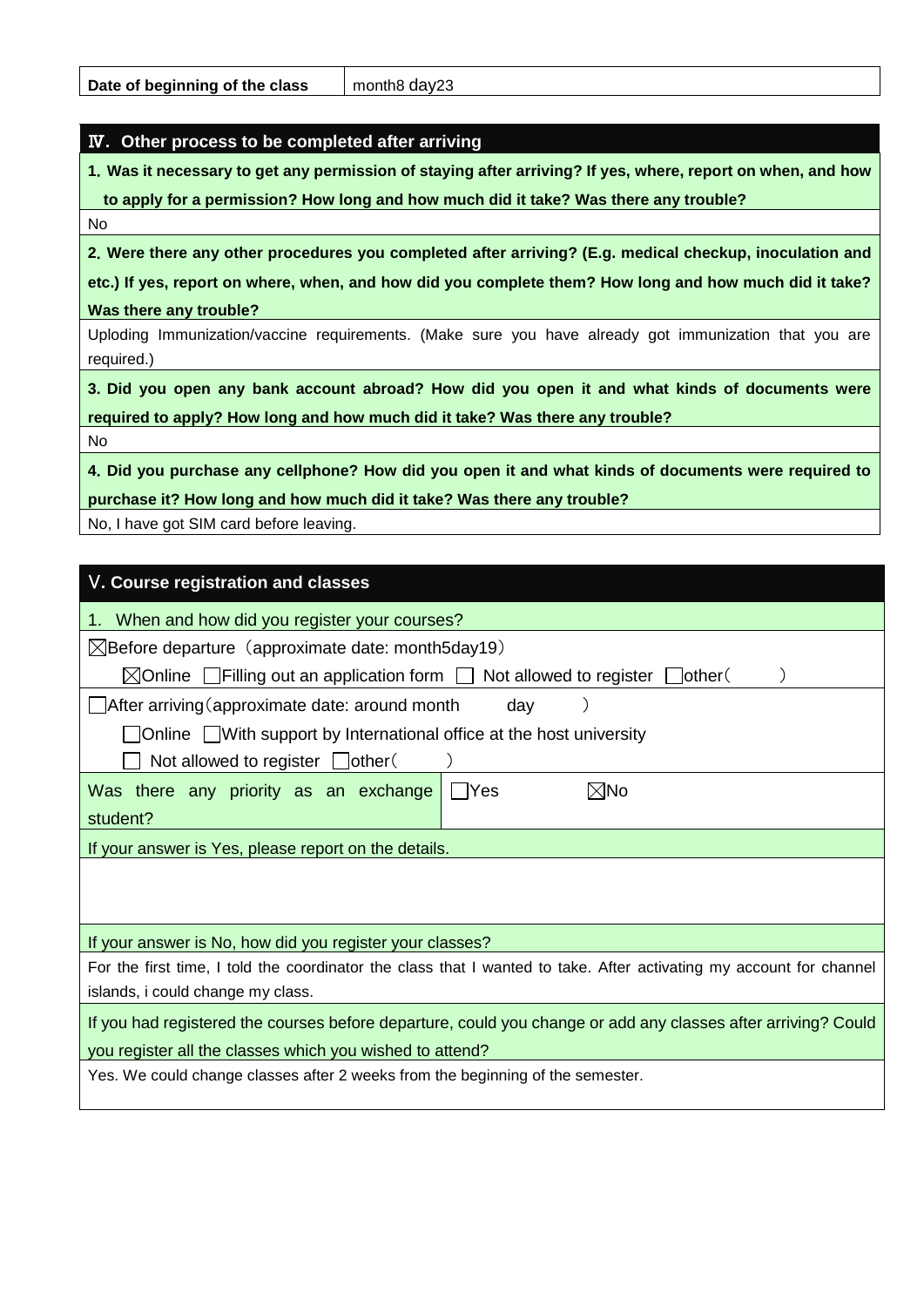| Date of beginning of the class | month8 day23 |
|---|---|

## Ⅳ. Other process to be completed after arriving

**1. Was it necessary to get any permission of staying after arriving? If yes, where, report on when, and how to apply for a permission? How long and how much did it take? Was there any trouble?**

No

**2. Were there any other procedures you completed after arriving? (E.g. medical checkup, inoculation and etc.) If yes, report on where, when, and how did you complete them? How long and how much did it take? Was there any trouble?**

Uploding Immunization/vaccine requirements. (Make sure you have already got immunization that you are required.)

**3. Did you open any bank account abroad? How did you open it and what kinds of documents were required to apply? How long and how much did it take? Was there any trouble?**

No

**4. Did you purchase any cellphone? How did you open it and what kinds of documents were required to purchase it? How long and how much did it take? Was there any trouble?**

No, I have got SIM card before leaving.

## Ⅴ. Course registration and classes

1. When and how did you register your courses?

☒Before departure（approximate date: month5day19）

☒Online ☐Filling out an application form ☐ Not allowed to register ☐other（ ）

☐After arriving（approximate date: around month day ）

☐Online ☐With support by International office at the host university

☐ Not allowed to register ☐other（ ）

| Was there any priority as an exchange student? | ☐Yes ☒No |
|---|---|

If your answer is Yes, please report on the details.

If your answer is No, how did you register your classes?

For the first time, I told the coordinator the class that I wanted to take. After activating my account for channel islands, i could change my class.

If you had registered the courses before departure, could you change or add any classes after arriving? Could you register all the classes which you wished to attend?

Yes. We could change classes after 2 weeks from the beginning of the semester.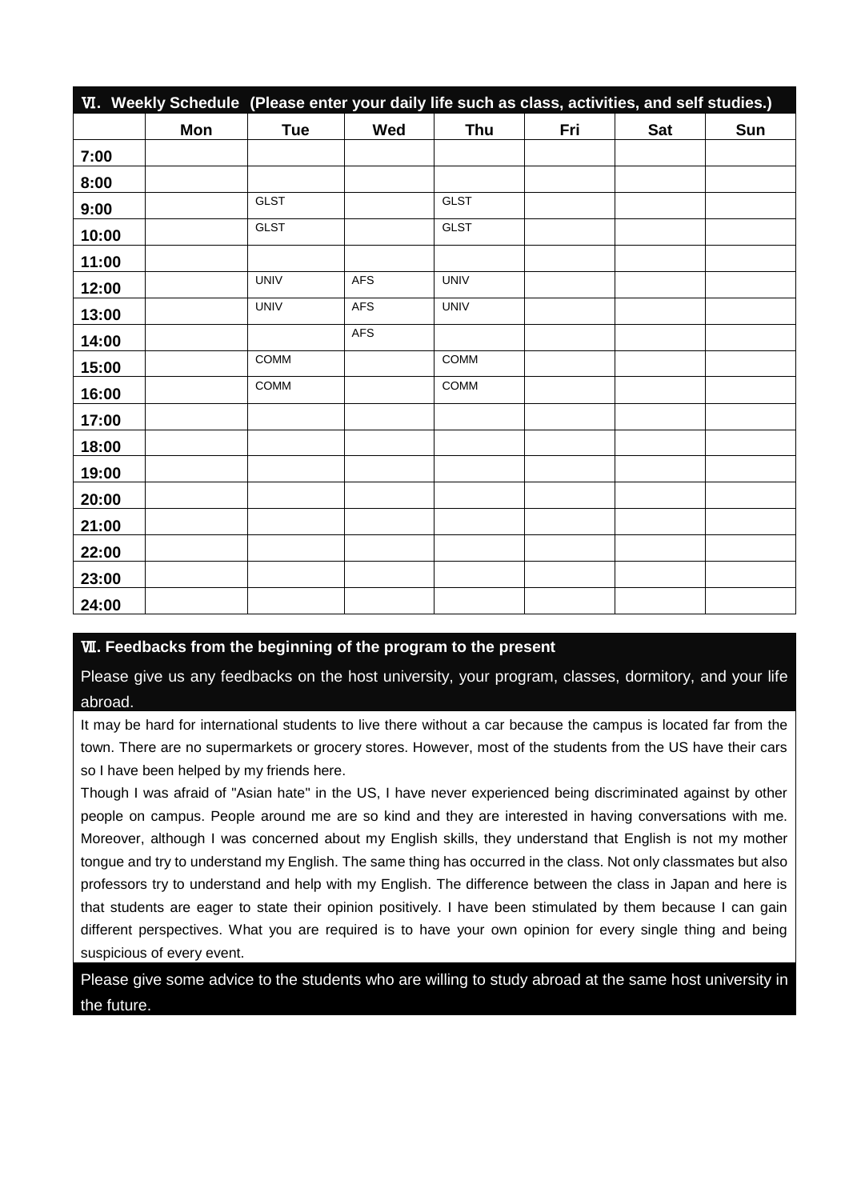## Ⅵ. Weekly Schedule (Please enter your daily life such as class, activities, and self studies.)

| | Mon | Tue | Wed | Thu | Fri | Sat | Sun |
|---|---|---|---|---|---|---|---|
| 7:00 | | | | | | | |
| 8:00 | | | | | | | |
| 9:00 | | GLST | | GLST | | | |
| 10:00 | | GLST | | GLST | | | |
| 11:00 | | | | | | | |
| 12:00 | | UNIV | AFS | UNIV | | | |
| 13:00 | | UNIV | AFS | UNIV | | | |
| 14:00 | | | AFS | | | | |
| 15:00 | | COMM | | COMM | | | |
| 16:00 | | COMM | | COMM | | | |
| 17:00 | | | | | | | |
| 18:00 | | | | | | | |
| 19:00 | | | | | | | |
| 20:00 | | | | | | | |
| 21:00 | | | | | | | |
| 22:00 | | | | | | | |
| 23:00 | | | | | | | |
| 24:00 | | | | | | | |

## Ⅶ. Feedbacks from the beginning of the program to the present

**Please give us any feedbacks on the host university, your program, classes, dormitory, and your life abroad.**

It may be hard for international students to live there without a car because the campus is located far from the town. There are no supermarkets or grocery stores. However, most of the students from the US have their cars so I have been helped by my friends here.

Though I was afraid of "Asian hate" in the US, I have never experienced being discriminated against by other people on campus. People around me are so kind and they are interested in having conversations with me. Moreover, although I was concerned about my English skills, they understand that English is not my mother tongue and try to understand my English. The same thing has occurred in the class. Not only classmates but also professors try to understand and help with my English. The difference between the class in Japan and here is that students are eager to state their opinion positively. I have been stimulated by them because I can gain different perspectives. What you are required is to have your own opinion for every single thing and being suspicious of every event.

**Please give some advice to the students who are willing to study abroad at the same host university in the future.**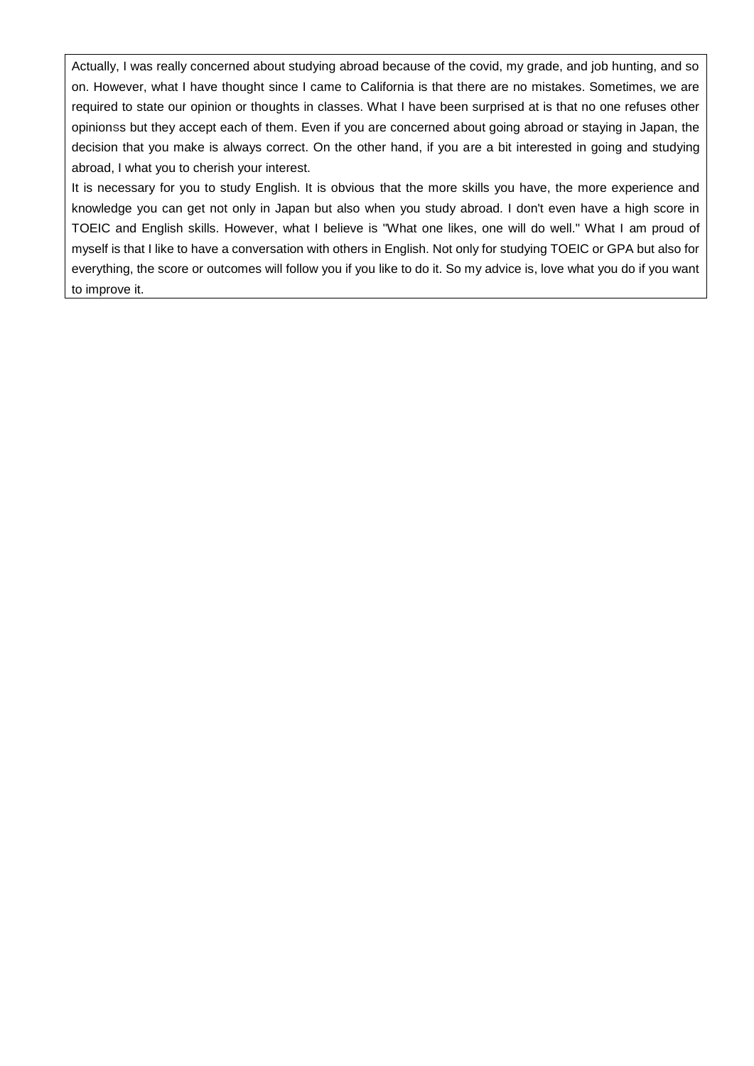Actually, I was really concerned about studying abroad because of the covid, my grade, and job hunting, and so on. However, what I have thought since I came to California is that there are no mistakes. Sometimes, we are required to state our opinion or thoughts in classes. What I have been surprised at is that no one refuses other opinionss but they accept each of them. Even if you are concerned about going abroad or staying in Japan, the decision that you make is always correct. On the other hand, if you are a bit interested in going and studying abroad, I what you to cherish your interest.

It is necessary for you to study English. It is obvious that the more skills you have, the more experience and knowledge you can get not only in Japan but also when you study abroad. I don't even have a high score in TOEIC and English skills. However, what I believe is "What one likes, one will do well." What I am proud of myself is that I like to have a conversation with others in English. Not only for studying TOEIC or GPA but also for everything, the score or outcomes will follow you if you like to do it. So my advice is, love what you do if you want to improve it.